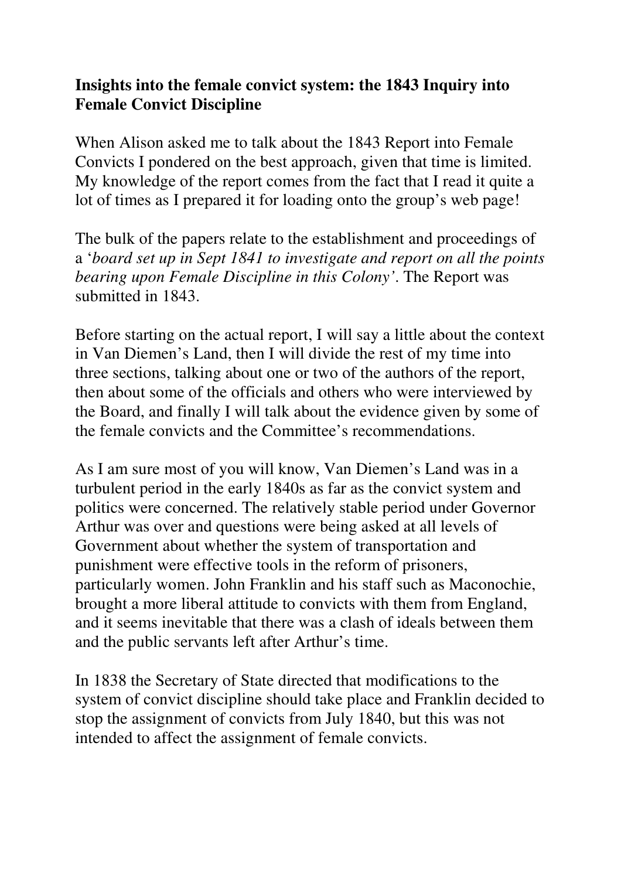**Insights into the female convict system: the 1843 Inquiry into Female Convict Discipline**

When Alison asked me to talk about the 1843 Report into Female Convicts I pondered on the best approach, given that time is limited. My knowledge of the report comes from the fact that I read it quite a lot of times as I prepared it for loading onto the group's web page!

The bulk of the papers relate to the establishment and proceedings of a '*board set up in Sept 1841 to investigate and report on all the points bearing upon Female Discipline in this Colony'*. The Report was submitted in 1843.

Before starting on the actual report, I will say a little about the context in Van Diemen's Land, then I will divide the rest of my time into three sections, talking about one or two of the authors of the report, then about some of the officials and others who were interviewed by the Board, and finally I will talk about the evidence given by some of the female convicts and the Committee's recommendations.

As I am sure most of you will know, Van Diemen's Land was in a turbulent period in the early 1840s as far as the convict system and politics were concerned. The relatively stable period under Governor Arthur was over and questions were being asked at all levels of Government about whether the system of transportation and punishment were effective tools in the reform of prisoners, particularly women. John Franklin and his staff such as Maconochie, brought a more liberal attitude to convicts with them from England, and it seems inevitable that there was a clash of ideals between them and the public servants left after Arthur's time.

In 1838 the Secretary of State directed that modifications to the system of convict discipline should take place and Franklin decided to stop the assignment of convicts from July 1840, but this was not intended to affect the assignment of female convicts.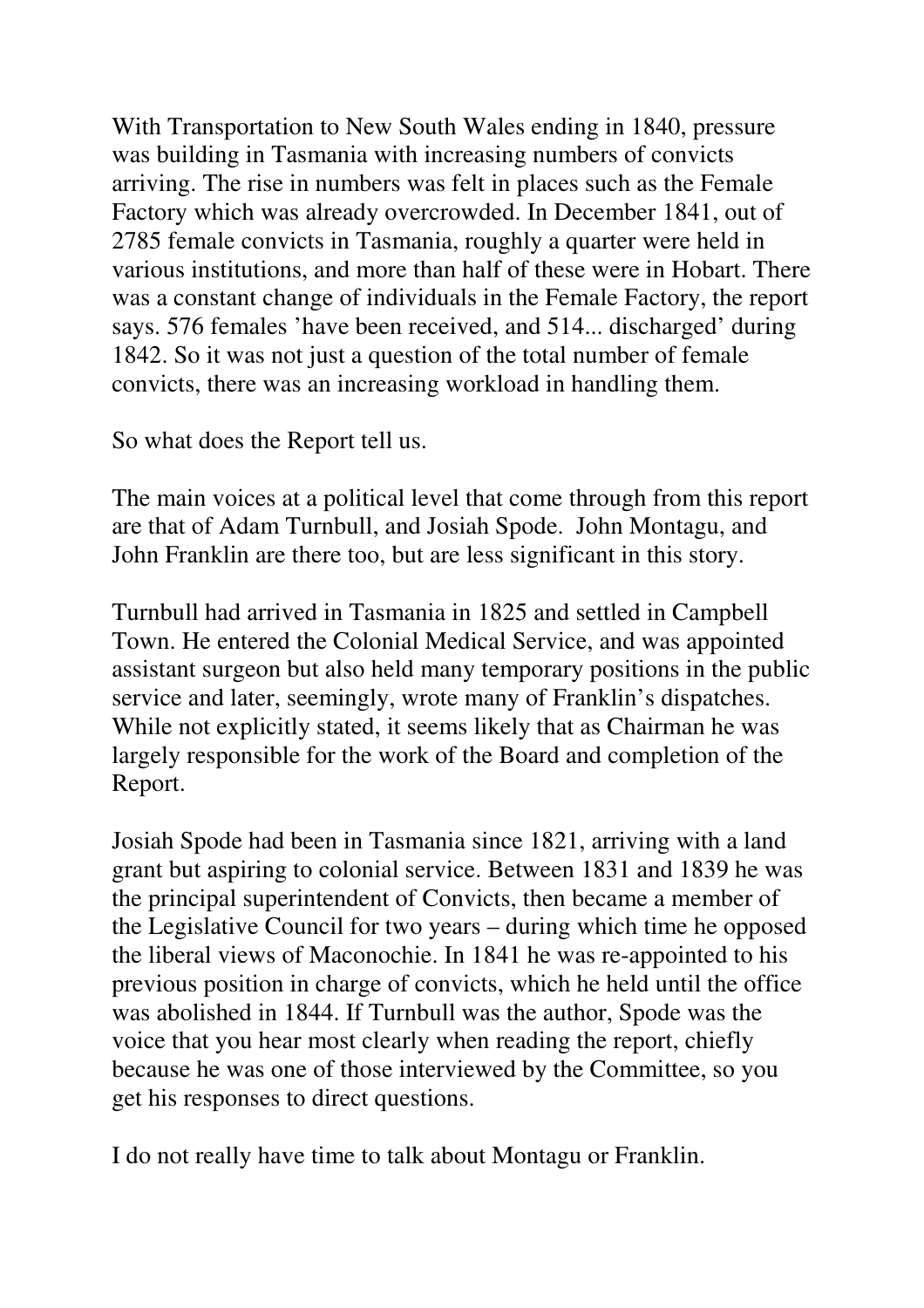With Transportation to New South Wales ending in 1840, pressure was building in Tasmania with increasing numbers of convicts arriving. The rise in numbers was felt in places such as the Female Factory which was already overcrowded. In December 1841, out of 2785 female convicts in Tasmania, roughly a quarter were held in various institutions, and more than half of these were in Hobart. There was a constant change of individuals in the Female Factory, the report says. 576 females 'have been received, and 514... discharged' during 1842. So it was not just a question of the total number of female convicts, there was an increasing workload in handling them.

So what does the Report tell us.

The main voices at a political level that come through from this report are that of Adam Turnbull, and Josiah Spode. John Montagu, and John Franklin are there too, but are less significant in this story.

Turnbull had arrived in Tasmania in 1825 and settled in Campbell Town. He entered the Colonial Medical Service, and was appointed assistant surgeon but also held many temporary positions in the public service and later, seemingly, wrote many of Franklin's dispatches. While not explicitly stated, it seems likely that as Chairman he was largely responsible for the work of the Board and completion of the Report.

Josiah Spode had been in Tasmania since 1821, arriving with a land grant but aspiring to colonial service. Between 1831 and 1839 he was the principal superintendent of Convicts, then became a member of the Legislative Council for two years – during which time he opposed the liberal views of Maconochie. In 1841 he was re-appointed to his previous position in charge of convicts, which he held until the office was abolished in 1844. If Turnbull was the author, Spode was the voice that you hear most clearly when reading the report, chiefly because he was one of those interviewed by the Committee, so you get his responses to direct questions.

I do not really have time to talk about Montagu or Franklin.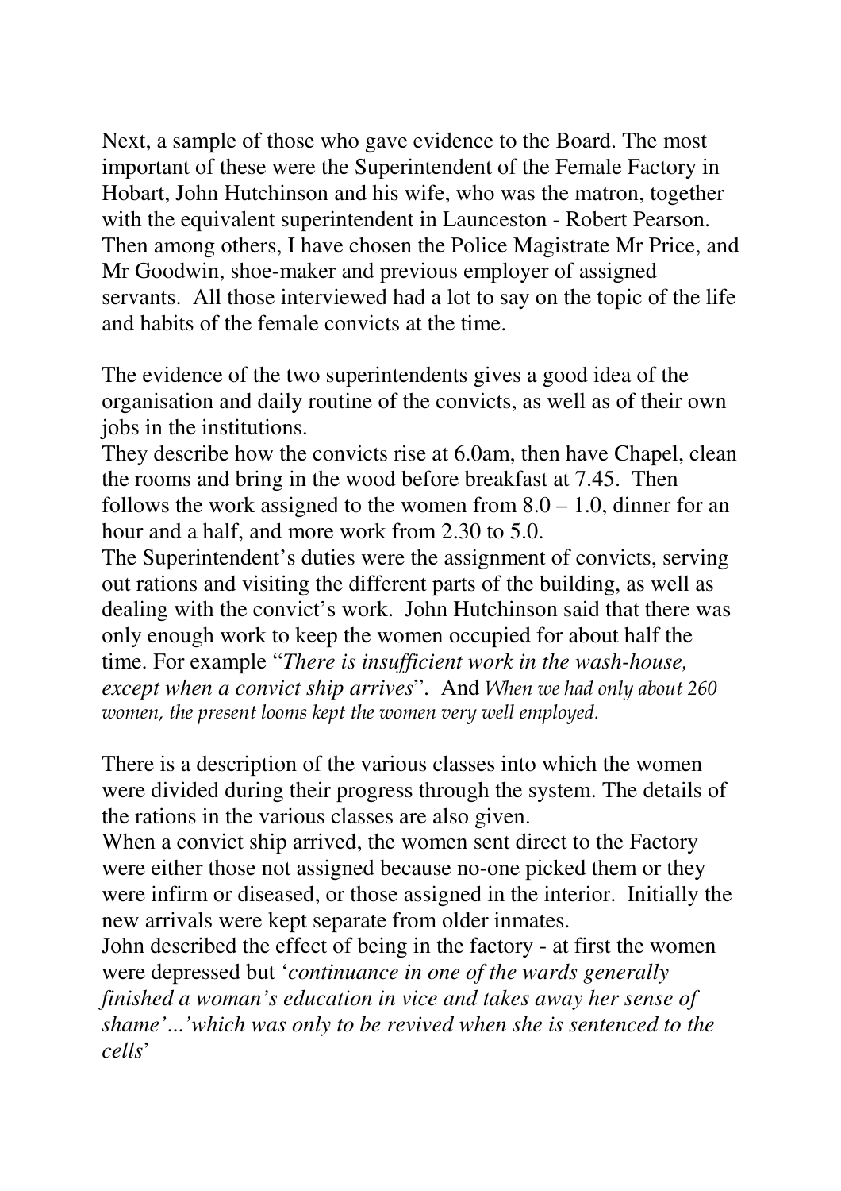Next, a sample of those who gave evidence to the Board. The most important of these were the Superintendent of the Female Factory in Hobart, John Hutchinson and his wife, who was the matron, together with the equivalent superintendent in Launceston - Robert Pearson. Then among others, I have chosen the Police Magistrate Mr Price, and Mr Goodwin, shoe-maker and previous employer of assigned servants. All those interviewed had a lot to say on the topic of the life and habits of the female convicts at the time.

The evidence of the two superintendents gives a good idea of the organisation and daily routine of the convicts, as well as of their own jobs in the institutions.
They describe how the convicts rise at 6.0am, then have Chapel, clean the rooms and bring in the wood before breakfast at 7.45. Then follows the work assigned to the women from 8.0 – 1.0, dinner for an hour and a half, and more work from 2.30 to 5.0.
The Superintendent's duties were the assignment of convicts, serving out rations and visiting the different parts of the building, as well as dealing with the convict's work. John Hutchinson said that there was only enough work to keep the women occupied for about half the time. For example "*There is insufficient work in the wash-house, except when a convict ship arrives*". And *When we had only about 260 women, the present looms kept the women very well employed.*

There is a description of the various classes into which the women were divided during their progress through the system. The details of the rations in the various classes are also given.
When a convict ship arrived, the women sent direct to the Factory were either those not assigned because no-one picked them or they were infirm or diseased, or those assigned in the interior. Initially the new arrivals were kept separate from older inmates.
John described the effect of being in the factory - at first the women were depressed but '*continuance in one of the wards generally finished a woman's education in vice and takes away her sense of shame'…'which was only to be revived when she is sentenced to the cells*'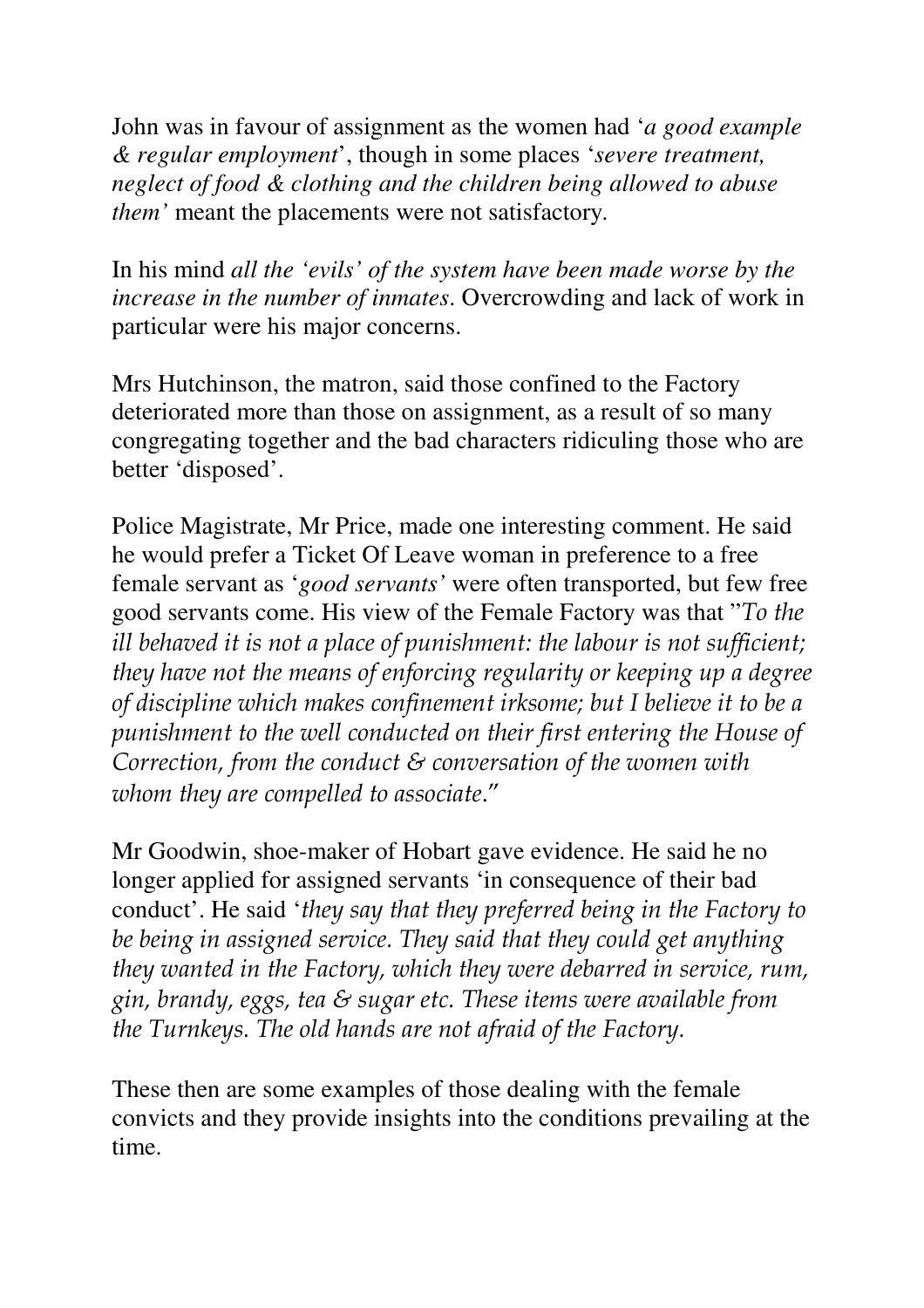John was in favour of assignment as the women had '*a good example & regular employment*', though in some places '*severe treatment, neglect of food & clothing and the children being allowed to abuse them'* meant the placements were not satisfactory.

In his mind *all the 'evils' of the system have been made worse by the increase in the number of inmates*. Overcrowding and lack of work in particular were his major concerns.

Mrs Hutchinson, the matron, said those confined to the Factory deteriorated more than those on assignment, as a result of so many congregating together and the bad characters ridiculing those who are better 'disposed'.

Police Magistrate, Mr Price, made one interesting comment. He said he would prefer a Ticket Of Leave woman in preference to a free female servant as '*good servants'* were often transported, but few free good servants come. His view of the Female Factory was that "*To the ill behaved it is not a place of punishment: the labour is not sufficient; they have not the means of enforcing regularity or keeping up a degree of discipline which makes confinement irksome; but I believe it to be a punishment to the well conducted on their first entering the House of Correction, from the conduct & conversation of the women with whom they are compelled to associate*."

Mr Goodwin, shoe-maker of Hobart gave evidence. He said he no longer applied for assigned servants 'in consequence of their bad conduct'. He said '*they say that they preferred being in the Factory to be being in assigned service. They said that they could get anything they wanted in the Factory, which they were debarred in service, rum, gin, brandy, eggs, tea & sugar etc. These items were available from the Turnkeys. The old hands are not afraid of the Factory.*

These then are some examples of those dealing with the female convicts and they provide insights into the conditions prevailing at the time.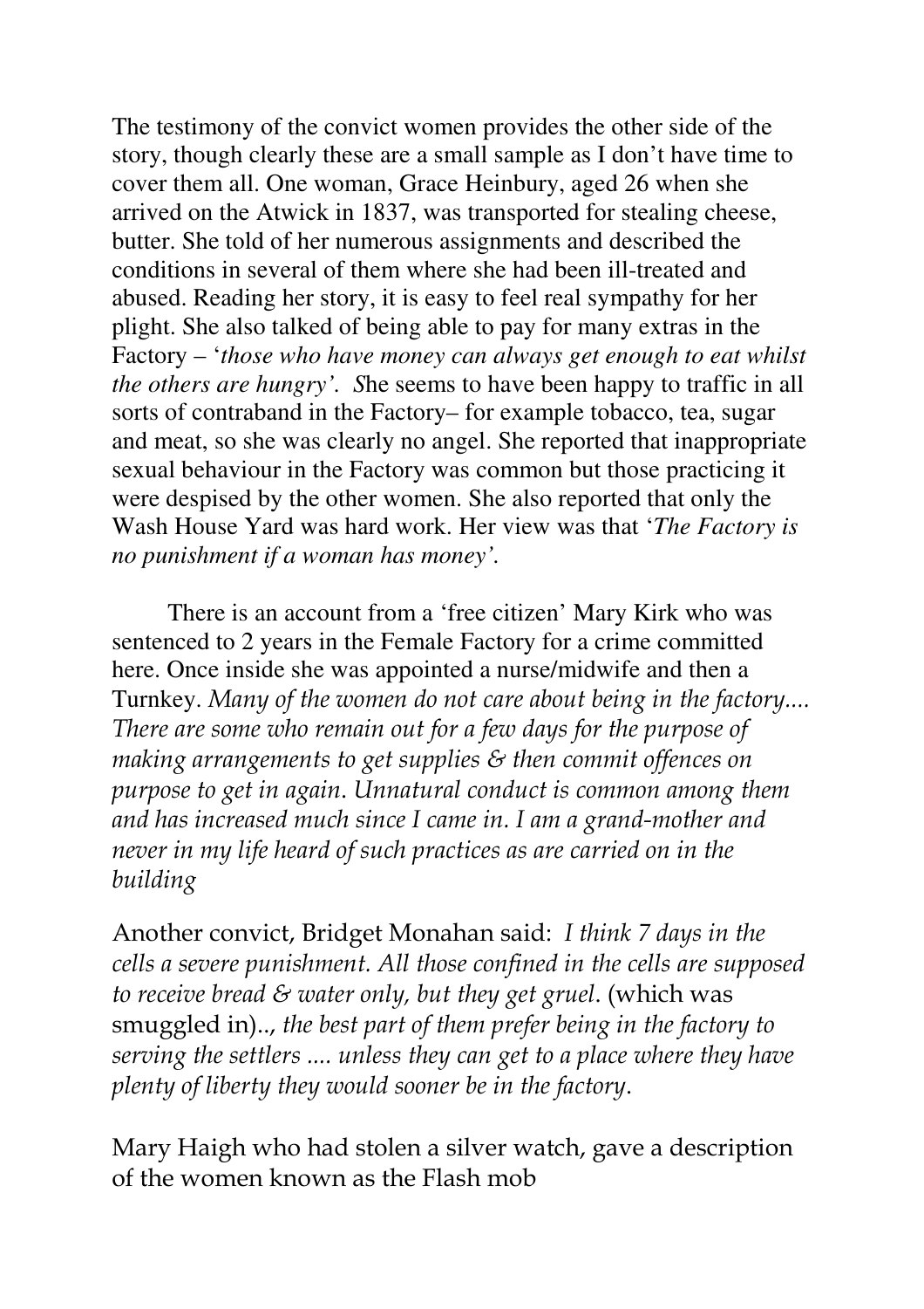The testimony of the convict women provides the other side of the story, though clearly these are a small sample as I don't have time to cover them all. One woman, Grace Heinbury, aged 26 when she arrived on the Atwick in 1837, was transported for stealing cheese, butter. She told of her numerous assignments and described the conditions in several of them where she had been ill-treated and abused. Reading her story, it is easy to feel real sympathy for her plight. She also talked of being able to pay for many extras in the Factory – '*those who have money can always get enough to eat whilst the others are hungry'. S*he seems to have been happy to traffic in all sorts of contraband in the Factory– for example tobacco, tea, sugar and meat, so she was clearly no angel. She reported that inappropriate sexual behaviour in the Factory was common but those practicing it were despised by the other women. She also reported that only the Wash House Yard was hard work. Her view was that '*The Factory is no punishment if a woman has money'.*

There is an account from a 'free citizen' Mary Kirk who was sentenced to 2 years in the Female Factory for a crime committed here. Once inside she was appointed a nurse/midwife and then a Turnkey. *Many of the women do not care about being in the factory.... There are some who remain out for a few days for the purpose of making arrangements to get supplies & then commit offences on purpose to get in again. Unnatural conduct is common among them and has increased much since I came in. I am a grand-mother and never in my life heard of such practices as are carried on in the building*

Another convict, Bridget Monahan said: *I think 7 days in the cells a severe punishment. All those confined in the cells are supposed to receive bread & water only, but they get gruel.* (which was smuggled in).., *the best part of them prefer being in the factory to serving the settlers .... unless they can get to a place where they have plenty of liberty they would sooner be in the factory.*

Mary Haigh who had stolen a silver watch, gave a description of the women known as the Flash mob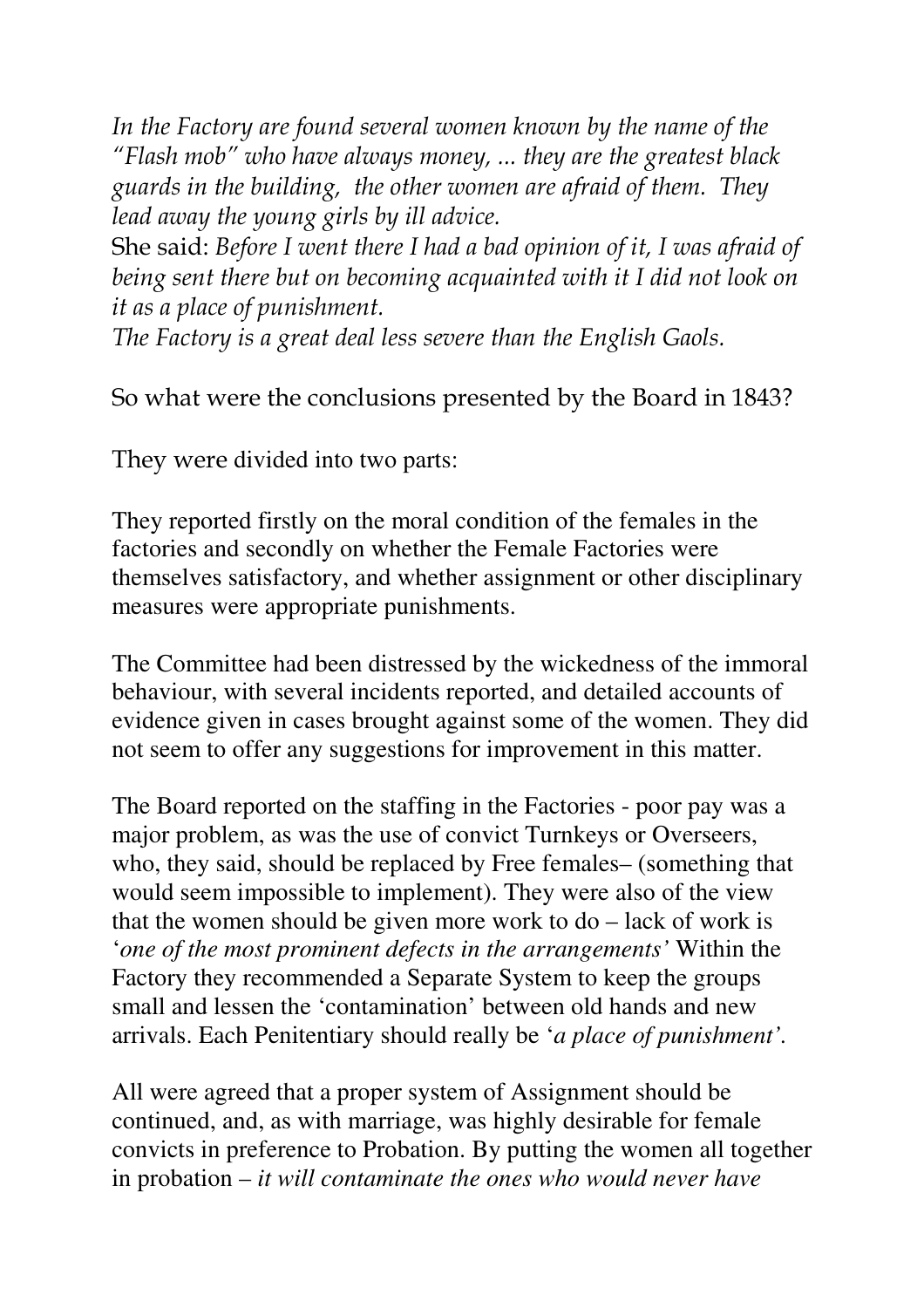*In the Factory are found several women known by the name of the "Flash mob" who have always money, ... they are the greatest black guards in the building, the other women are afraid of them. They lead away the young girls by ill advice.*

She said: *Before I went there I had a bad opinion of it, I was afraid of being sent there but on becoming acquainted with it I did not look on it as a place of punishment.*

*The Factory is a great deal less severe than the English Gaols.*

So what were the conclusions presented by the Board in 1843?

They were divided into two parts:

They reported firstly on the moral condition of the females in the factories and secondly on whether the Female Factories were themselves satisfactory, and whether assignment or other disciplinary measures were appropriate punishments.

The Committee had been distressed by the wickedness of the immoral behaviour, with several incidents reported, and detailed accounts of evidence given in cases brought against some of the women. They did not seem to offer any suggestions for improvement in this matter.

The Board reported on the staffing in the Factories - poor pay was a major problem, as was the use of convict Turnkeys or Overseers, who, they said, should be replaced by Free females– (something that would seem impossible to implement). They were also of the view that the women should be given more work to do – lack of work is '*one of the most prominent defects in the arrangements'* Within the Factory they recommended a Separate System to keep the groups small and lessen the 'contamination' between old hands and new arrivals. Each Penitentiary should really be '*a place of punishment'*.

All were agreed that a proper system of Assignment should be continued, and, as with marriage, was highly desirable for female convicts in preference to Probation. By putting the women all together in probation – *it will contaminate the ones who would never have*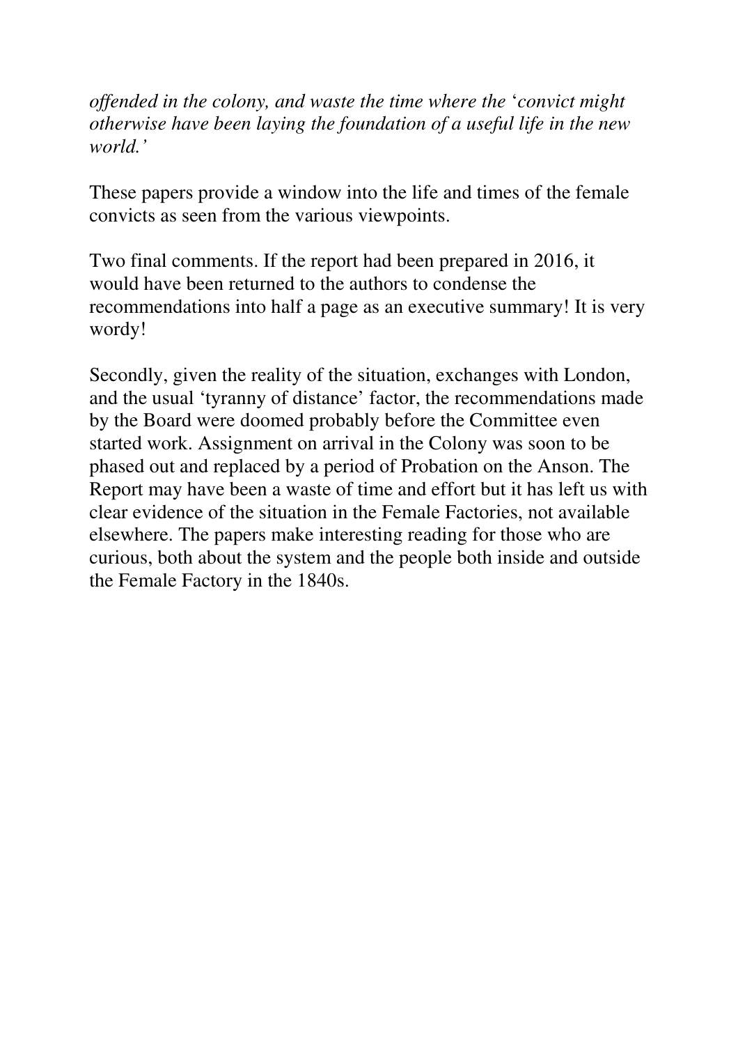*offended in the colony, and waste the time where the* '*convict might otherwise have been laying the foundation of a useful life in the new world.'*

These papers provide a window into the life and times of the female convicts as seen from the various viewpoints.

Two final comments. If the report had been prepared in 2016, it would have been returned to the authors to condense the recommendations into half a page as an executive summary! It is very wordy!

Secondly, given the reality of the situation, exchanges with London, and the usual 'tyranny of distance' factor, the recommendations made by the Board were doomed probably before the Committee even started work. Assignment on arrival in the Colony was soon to be phased out and replaced by a period of Probation on the Anson. The Report may have been a waste of time and effort but it has left us with clear evidence of the situation in the Female Factories, not available elsewhere. The papers make interesting reading for those who are curious, both about the system and the people both inside and outside the Female Factory in the 1840s.